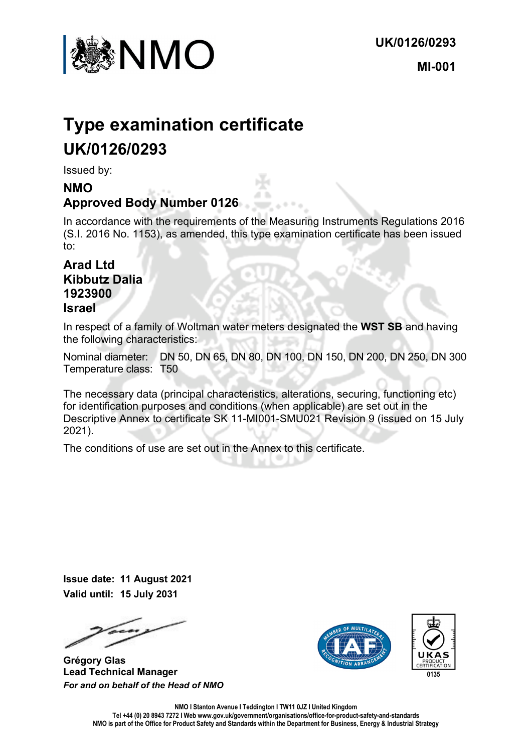NMO

UK/0126/0293

MI-001

# Type examination certificate

## UK/0126/0293

Issued by:

**NMO**
**Approved Body Number 0126**

In accordance with the requirements of the Measuring Instruments Regulations 2016 (S.I. 2016 No. 1153), as amended, this type examination certificate has been issued to:

**Arad Ltd**
**Kibbutz Dalia**
**1923900**
**Israel**

In respect of a family of Woltman water meters designated the **WST SB** and having the following characteristics:

Nominal diameter: DN 50, DN 65, DN 80, DN 100, DN 150, DN 200, DN 250, DN 300
Temperature class: T50

The necessary data (principal characteristics, alterations, securing, functioning etc) for identification purposes and conditions (when applicable) are set out in the Descriptive Annex to certificate SK 11-MI001-SMU021 Revision 9 (issued on 15 July 2021).

The conditions of use are set out in the Annex to this certificate.

**Issue date: 11 August 2021**
**Valid until: 15 July 2031**

**Grégory Glas**
**Lead Technical Manager**
***For and on behalf of the Head of NMO***

UKAS PRODUCT CERTIFICATION 0135

NMO I Stanton Avenue I Teddington I TW11 0JZ I United Kingdom
Tel +44 (0) 20 8943 7272 I Web www.gov.uk/government/organisations/office-for-product-safety-and-standards
NMO is part of the Office for Product Safety and Standards within the Department for Business, Energy & Industrial Strategy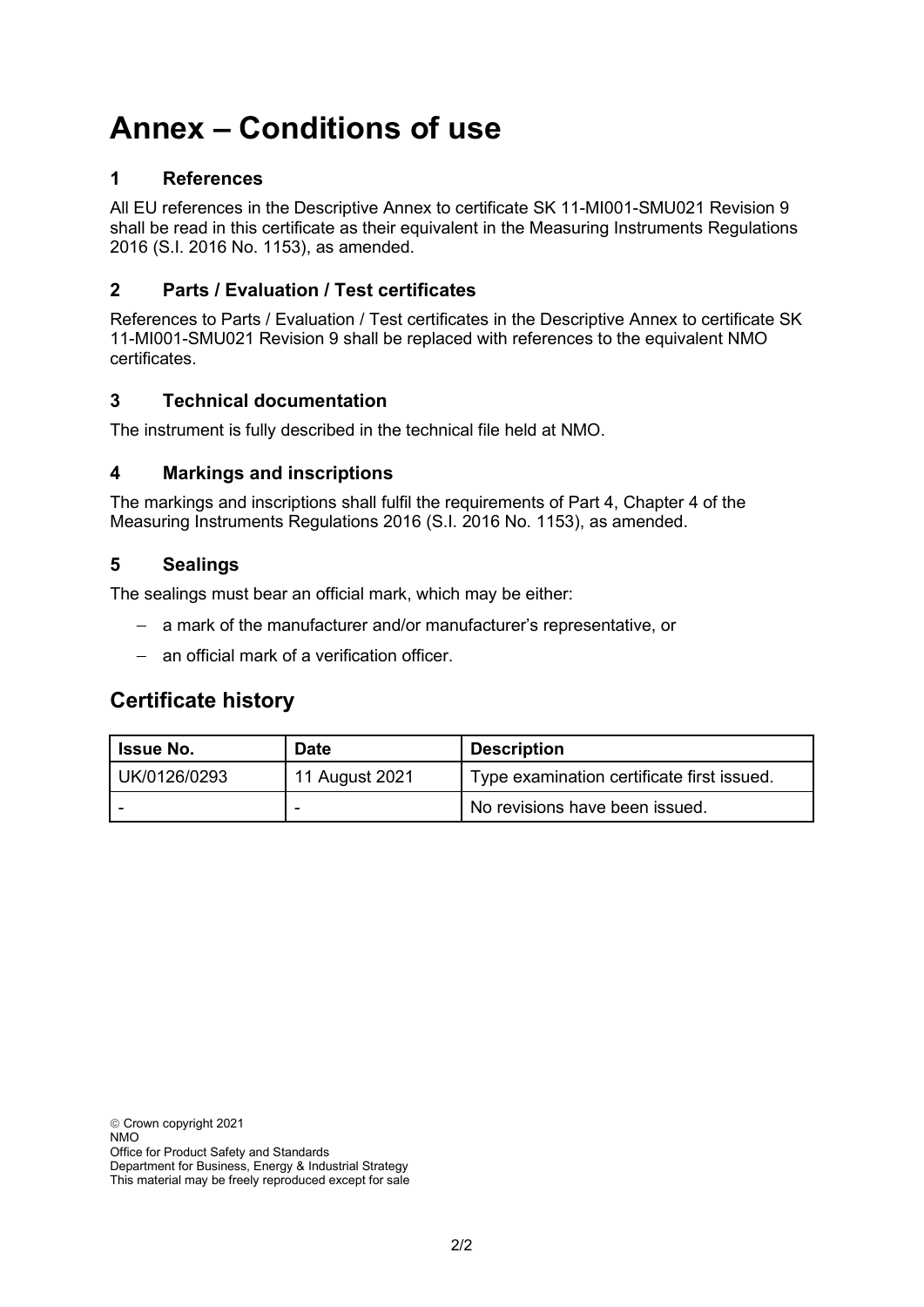# Annex – Conditions of use

## 1 References

All EU references in the Descriptive Annex to certificate SK 11-MI001-SMU021 Revision 9 shall be read in this certificate as their equivalent in the Measuring Instruments Regulations 2016 (S.I. 2016 No. 1153), as amended.

## 2 Parts / Evaluation / Test certificates

References to Parts / Evaluation / Test certificates in the Descriptive Annex to certificate SK 11-MI001-SMU021 Revision 9 shall be replaced with references to the equivalent NMO certificates.

## 3 Technical documentation

The instrument is fully described in the technical file held at NMO.

## 4 Markings and inscriptions

The markings and inscriptions shall fulfil the requirements of Part 4, Chapter 4 of the Measuring Instruments Regulations 2016 (S.I. 2016 No. 1153), as amended.

## 5 Sealings

The sealings must bear an official mark, which may be either:

- a mark of the manufacturer and/or manufacturer's representative, or
- an official mark of a verification officer.

## Certificate history

| Issue No. | Date | Description |
| --- | --- | --- |
| UK/0126/0293 | 11 August 2021 | Type examination certificate first issued. |
| - | - | No revisions have been issued. |

© Crown copyright 2021
NMO
Office for Product Safety and Standards
Department for Business, Energy & Industrial Strategy
This material may be freely reproduced except for sale